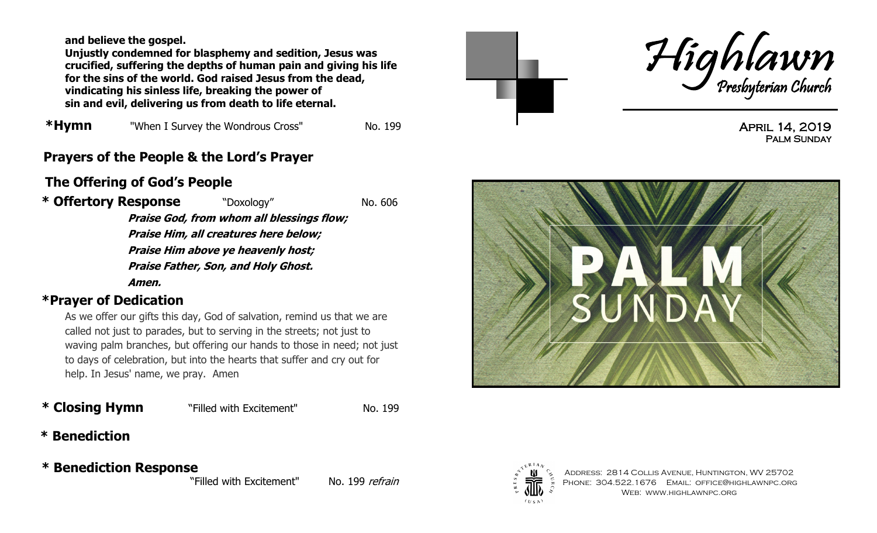**and believe the gospel.**
**Unjustly condemned for blasphemy and sedition, Jesus was crucified, suffering the depths of human pain and giving his life for the sins of the world. God raised Jesus from the dead, vindicating his sinless life, breaking the power of sin and evil, delivering us from death to life eternal.**

**\*Hymn** "When I Survey the Wondrous Cross" No. 199

## Prayers of the People & the Lord's Prayer

## The Offering of God's People

**\* Offertory Response** "Doxology" No. 606

***Praise God, from whom all blessings flow;***
***Praise Him, all creatures here below;***
***Praise Him above ye heavenly host;***
***Praise Father, Son, and Holy Ghost.***
***Amen.***

## \*Prayer of Dedication

As we offer our gifts this day, God of salvation, remind us that we are called not just to parades, but to serving in the streets; not just to waving palm branches, but offering our hands to those in need; not just to days of celebration, but into the hearts that suffer and cry out for help. In Jesus' name, we pray. Amen

**\* Closing Hymn** "Filled with Excitement" No. 199

**\* Benediction**

**\* Benediction Response** "Filled with Excitement" No. 199 *refrain*

# Highlawn
## Presbyterian Church

April 14, 2019
Palm Sunday

PALM SUNDAY

Address: 2814 Collis Avenue, Huntington, WV 25702
Phone: 304.522.1676 Email: office@highlawnpc.org
Web: www.highlawnpc.org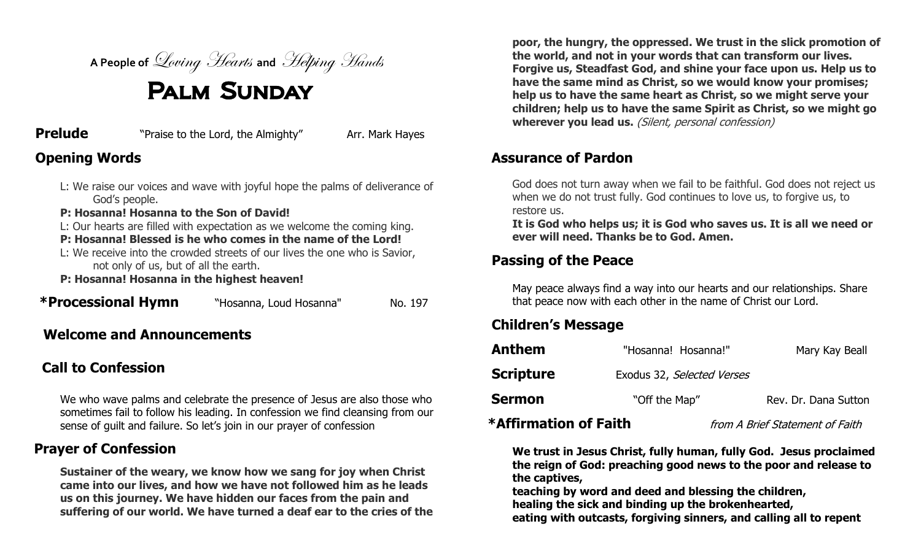A People of *Loving Hearts* and *Helping Hands*

# Palm Sunday

**Prelude** "Praise to the Lord, the Almighty" Arr. Mark Hayes

## Opening Words

L: We raise our voices and wave with joyful hope the palms of deliverance of God's people.

**P: Hosanna! Hosanna to the Son of David!**

L: Our hearts are filled with expectation as we welcome the coming king.

**P: Hosanna! Blessed is he who comes in the name of the Lord!**

L: We receive into the crowded streets of our lives the one who is Savior, not only of us, but of all the earth.

**P: Hosanna! Hosanna in the highest heaven!**

**\*Processional Hymn** "Hosanna, Loud Hosanna" No. 197

## Welcome and Announcements

## Call to Confession

We who wave palms and celebrate the presence of Jesus are also those who sometimes fail to follow his leading. In confession we find cleansing from our sense of guilt and failure. So let's join in our prayer of confession

## Prayer of Confession

**Sustainer of the weary, we know how we sang for joy when Christ came into our lives, and how we have not followed him as he leads us on this journey. We have hidden our faces from the pain and suffering of our world. We have turned a deaf ear to the cries of the poor, the hungry, the oppressed. We trust in the slick promotion of the world, and not in your words that can transform our lives. Forgive us, Steadfast God, and shine your face upon us. Help us to have the same mind as Christ, so we would know your promises; help us to have the same heart as Christ, so we might serve your children; help us to have the same Spirit as Christ, so we might go wherever you lead us.** *(Silent, personal confession)*

## Assurance of Pardon

God does not turn away when we fail to be faithful. God does not reject us when we do not trust fully. God continues to love us, to forgive us, to restore us.

**It is God who helps us; it is God who saves us. It is all we need or ever will need. Thanks be to God. Amen.**

## Passing of the Peace

May peace always find a way into our hearts and our relationships. Share that peace now with each other in the name of Christ our Lord.

## Children's Message

**Anthem** "Hosanna! Hosanna!" Mary Kay Beall

**Scripture** Exodus 32, *Selected Verses*

**Sermon** "Off the Map" Rev. Dr. Dana Sutton

**\*Affirmation of Faith** *from A Brief Statement of Faith*

**We trust in Jesus Christ, fully human, fully God. Jesus proclaimed the reign of God: preaching good news to the poor and release to the captives,**
**teaching by word and deed and blessing the children,**
**healing the sick and binding up the brokenhearted,**
**eating with outcasts, forgiving sinners, and calling all to repent**